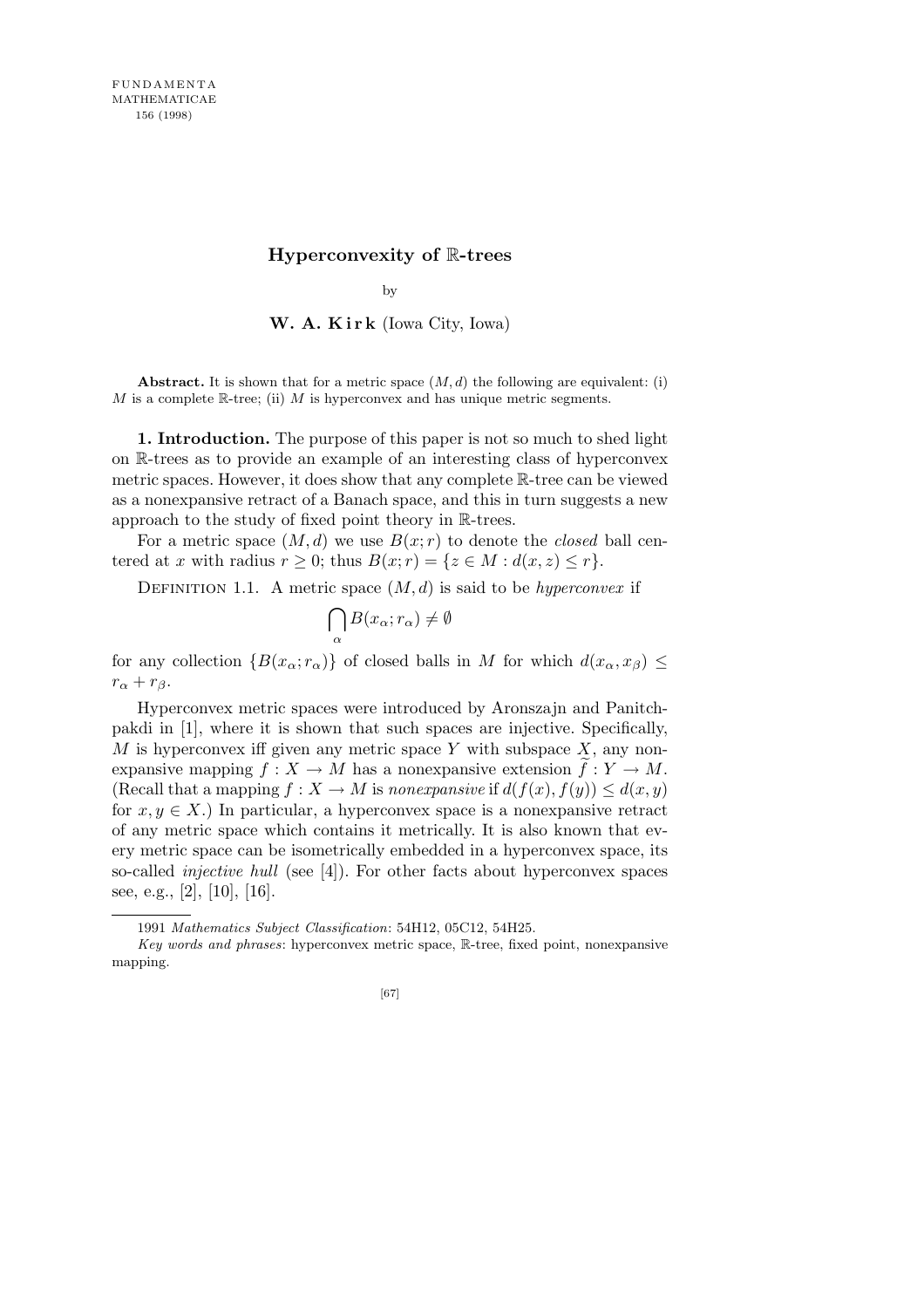# Hyperconvexity of ℝ-trees

by

**W. A. Kirk** (Iowa City, Iowa)

**Abstract.** It is shown that for a metric space $(M, d)$ the following are equivalent: (i) $M$ is a complete ℝ-tree; (ii) $M$ is hyperconvex and has unique metric segments.

**1. Introduction.** The purpose of this paper is not so much to shed light on ℝ-trees as to provide an example of an interesting class of hyperconvex metric spaces. However, it does show that any complete ℝ-tree can be viewed as a nonexpansive retract of a Banach space, and this in turn suggests a new approach to the study of fixed point theory in ℝ-trees.

For a metric space $(M, d)$ we use $B(x; r)$ to denote the *closed* ball centered at $x$ with radius $r \geq 0$; thus $B(x; r) = \{z \in M : d(x, z) \leq r\}$.

Definition 1.1. A metric space $(M, d)$ is said to be *hyperconvex* if

$$\bigcap_{\alpha} B(x_\alpha; r_\alpha) \neq \emptyset$$

for any collection $\{B(x_\alpha; r_\alpha)\}$ of closed balls in $M$ for which $d(x_\alpha, x_\beta) \leq r_\alpha + r_\beta$.

Hyperconvex metric spaces were introduced by Aronszajn and Panitchpakdi in [1], where it is shown that such spaces are injective. Specifically, $M$ is hyperconvex iff given any metric space $Y$ with subspace $X$, any nonexpansive mapping $f : X \to M$ has a nonexpansive extension $\widetilde{f} : Y \to M$. (Recall that a mapping $f : X \to M$ is *nonexpansive* if $d(f(x), f(y)) \leq d(x, y)$ for $x, y \in X$.) In particular, a hyperconvex space is a nonexpansive retract of any metric space which contains it metrically. It is also known that every metric space can be isometrically embedded in a hyperconvex space, its so-called *injective hull* (see [4]). For other facts about hyperconvex spaces see, e.g., [2], [10], [16].

---

1991 *Mathematics Subject Classification*: 54H12, 05C12, 54H25.

*Key words and phrases*: hyperconvex metric space, ℝ-tree, fixed point, nonexpansive mapping.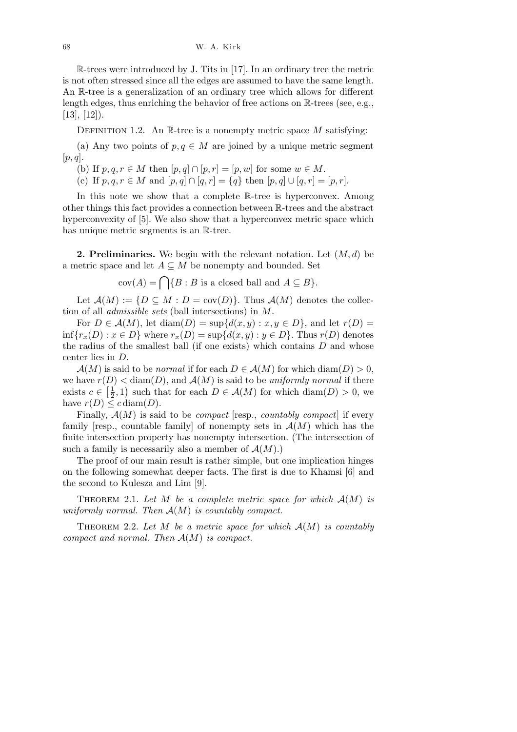ℝ-trees were introduced by J. Tits in [17]. In an ordinary tree the metric is not often stressed since all the edges are assumed to have the same length. An ℝ-tree is a generalization of an ordinary tree which allows for different length edges, thus enriching the behavior of free actions on ℝ-trees (see, e.g., [13], [12]).

Definition 1.2. An ℝ-tree is a nonempty metric space $M$ satisfying:

(a) Any two points of $p, q \in M$ are joined by a unique metric segment $[p, q]$.

(b) If $p, q, r \in M$ then $[p, q] \cap [p, r] = [p, w]$ for some $w \in M$.

(c) If $p, q, r \in M$ and $[p, q] \cap [q, r] = \{q\}$ then $[p, q] \cup [q, r] = [p, r]$.

In this note we show that a complete ℝ-tree is hyperconvex. Among other things this fact provides a connection between ℝ-trees and the abstract hyperconvexity of [5]. We also show that a hyperconvex metric space which has unique metric segments is an ℝ-tree.

**2. Preliminaries.** We begin with the relevant notation. Let $(M, d)$ be a metric space and let $A \subseteq M$ be nonempty and bounded. Set

$$\operatorname{cov}(A) = \bigcap \{B : B \text{ is a closed ball and } A \subseteq B\}.$$

Let $\mathcal{A}(M) := \{D \subseteq M : D = \operatorname{cov}(D)\}$. Thus $\mathcal{A}(M)$ denotes the collection of all *admissible sets* (ball intersections) in $M$.

For $D \in \mathcal{A}(M)$, let $\operatorname{diam}(D) = \sup\{d(x, y) : x, y \in D\}$, and let $r(D) = \inf\{r_x(D) : x \in D\}$ where $r_x(D) = \sup\{d(x, y) : y \in D\}$. Thus $r(D)$ denotes the radius of the smallest ball (if one exists) which contains $D$ and whose center lies in $D$.

$\mathcal{A}(M)$ is said to be *normal* if for each $D \in \mathcal{A}(M)$ for which $\operatorname{diam}(D) > 0$, we have $r(D) < \operatorname{diam}(D)$, and $\mathcal{A}(M)$ is said to be *uniformly normal* if there exists $c \in \left[\frac{1}{2}, 1\right)$ such that for each $D \in \mathcal{A}(M)$ for which $\operatorname{diam}(D) > 0$, we have $r(D) \leq c \operatorname{diam}(D)$.

Finally, $\mathcal{A}(M)$ is said to be *compact* [resp., *countably compact*] if every family [resp., countable family] of nonempty sets in $\mathcal{A}(M)$ which has the finite intersection property has nonempty intersection. (The intersection of such a family is necessarily also a member of $\mathcal{A}(M)$.)

The proof of our main result is rather simple, but one implication hinges on the following somewhat deeper facts. The first is due to Khamsi [6] and the second to Kulesza and Lim [9].

Theorem 2.1. *Let $M$ be a complete metric space for which $\mathcal{A}(M)$ is uniformly normal. Then $\mathcal{A}(M)$ is countably compact.*

Theorem 2.2. *Let $M$ be a metric space for which $\mathcal{A}(M)$ is countably compact and normal. Then $\mathcal{A}(M)$ is compact.*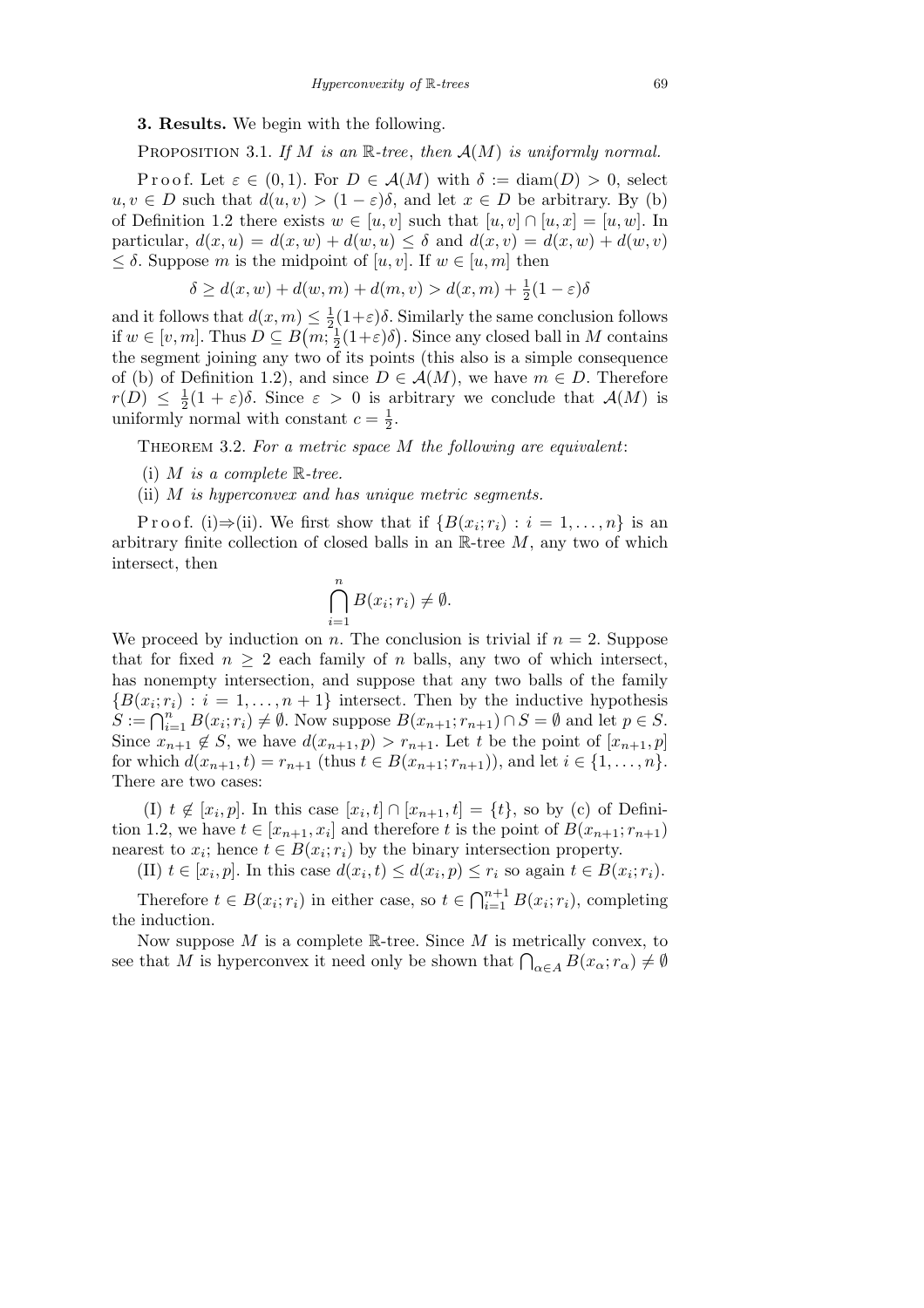**3. Results.** We begin with the following.

Proposition 3.1. *If $M$ is an $\mathbb{R}$-tree, then $\mathcal{A}(M)$ is uniformly normal.*

Proof. Let $\varepsilon \in (0,1)$. For $D \in \mathcal{A}(M)$ with $\delta := \operatorname{diam}(D) > 0$, select $u, v \in D$ such that $d(u,v) > (1-\varepsilon)\delta$, and let $x \in D$ be arbitrary. By (b) of Definition 1.2 there exists $w \in [u,v]$ such that $[u,v] \cap [u,x] = [u,w]$. In particular, $d(x,u) = d(x,w) + d(w,u) \le \delta$ and $d(x,v) = d(x,w) + d(w,v) \le \delta$. Suppose $m$ is the midpoint of $[u,v]$. If $w \in [u,m]$ then

$$\delta \ge d(x,w) + d(w,m) + d(m,v) > d(x,m) + \tfrac{1}{2}(1-\varepsilon)\delta$$

and it follows that $d(x,m) \le \frac{1}{2}(1+\varepsilon)\delta$. Similarly the same conclusion follows if $w \in [v,m]$. Thus $D \subseteq B\big(m; \frac{1}{2}(1+\varepsilon)\delta\big)$. Since any closed ball in $M$ contains the segment joining any two of its points (this also is a simple consequence of (b) of Definition 1.2), and since $D \in \mathcal{A}(M)$, we have $m \in D$. Therefore $r(D) \le \frac{1}{2}(1+\varepsilon)\delta$. Since $\varepsilon > 0$ is arbitrary we conclude that $\mathcal{A}(M)$ is uniformly normal with constant $c = \frac{1}{2}$.

Theorem 3.2. *For a metric space $M$ the following are equivalent*:

(i) *$M$ is a complete $\mathbb{R}$-tree.*

(ii) *$M$ is hyperconvex and has unique metric segments.*

Proof. (i)$\Rightarrow$(ii). We first show that if $\{B(x_i; r_i) : i = 1, \ldots, n\}$ is an arbitrary finite collection of closed balls in an $\mathbb{R}$-tree $M$, any two of which intersect, then

$$\bigcap_{i=1}^{n} B(x_i; r_i) \ne \emptyset.$$

We proceed by induction on $n$. The conclusion is trivial if $n = 2$. Suppose that for fixed $n \ge 2$ each family of $n$ balls, any two of which intersect, has nonempty intersection, and suppose that any two balls of the family $\{B(x_i; r_i) : i = 1, \ldots, n+1\}$ intersect. Then by the inductive hypothesis $S := \bigcap_{i=1}^{n} B(x_i; r_i) \ne \emptyset$. Now suppose $B(x_{n+1}; r_{n+1}) \cap S = \emptyset$ and let $p \in S$. Since $x_{n+1} \notin S$, we have $d(x_{n+1}, p) > r_{n+1}$. Let $t$ be the point of $[x_{n+1}, p]$ for which $d(x_{n+1}, t) = r_{n+1}$ (thus $t \in B(x_{n+1}; r_{n+1})$), and let $i \in \{1, \ldots, n\}$. There are two cases:

(I) $t \notin [x_i, p]$. In this case $[x_i, t] \cap [x_{n+1}, t] = \{t\}$, so by (c) of Definition 1.2, we have $t \in [x_{n+1}, x_i]$ and therefore $t$ is the point of $B(x_{n+1}; r_{n+1})$ nearest to $x_i$; hence $t \in B(x_i; r_i)$ by the binary intersection property.

(II) $t \in [x_i, p]$. In this case $d(x_i, t) \le d(x_i, p) \le r_i$ so again $t \in B(x_i; r_i)$.

Therefore $t \in B(x_i; r_i)$ in either case, so $t \in \bigcap_{i=1}^{n+1} B(x_i; r_i)$, completing the induction.

Now suppose $M$ is a complete $\mathbb{R}$-tree. Since $M$ is metrically convex, to see that $M$ is hyperconvex it need only be shown that $\bigcap_{\alpha \in A} B(x_\alpha; r_\alpha) \ne \emptyset$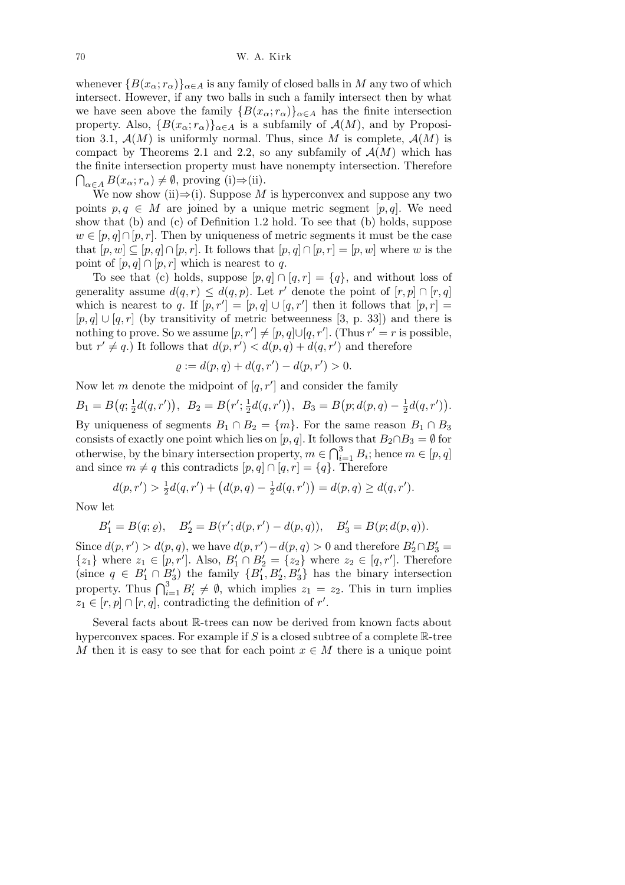whenever $\{B(x_\alpha; r_\alpha)\}_{\alpha\in A}$ is any family of closed balls in $M$ any two of which intersect. However, if any two balls in such a family intersect then by what we have seen above the family $\{B(x_\alpha; r_\alpha)\}_{\alpha\in A}$ has the finite intersection property. Also, $\{B(x_\alpha; r_\alpha)\}_{\alpha\in A}$ is a subfamily of $\mathcal{A}(M)$, and by Proposition 3.1, $\mathcal{A}(M)$ is uniformly normal. Thus, since $M$ is complete, $\mathcal{A}(M)$ is compact by Theorems 2.1 and 2.2, so any subfamily of $\mathcal{A}(M)$ which has the finite intersection property must have nonempty intersection. Therefore $\bigcap_{\alpha\in A} B(x_\alpha; r_\alpha) \neq \emptyset$, proving (i)⇒(ii).

We now show (ii)⇒(i). Suppose $M$ is hyperconvex and suppose any two points $p, q \in M$ are joined by a unique metric segment $[p, q]$. We need show that (b) and (c) of Definition 1.2 hold. To see that (b) holds, suppose $w \in [p, q]\cap[p, r]$. Then by uniqueness of metric segments it must be the case that $[p, w] \subseteq [p, q]\cap[p, r]$. It follows that $[p, q]\cap[p, r] = [p, w]$ where $w$ is the point of $[p, q]\cap[p, r]$ which is nearest to $q$.

To see that (c) holds, suppose $[p, q]\cap[q, r] = \{q\}$, and without loss of generality assume $d(q, r) \le d(q, p)$. Let $r'$ denote the point of $[r, p]\cap[r, q]$ which is nearest to $q$. If $[p, r'] = [p, q]\cup[q, r']$ then it follows that $[p, r] = [p, q]\cup[q, r]$ (by transitivity of metric betweenness [3, p. 33]) and there is nothing to prove. So we assume $[p, r'] \neq [p, q]\cup[q, r']$. (Thus $r' = r$ is possible, but $r' \neq q$.) It follows that $d(p, r') < d(p, q) + d(q, r')$ and therefore

$$\varrho := d(p, q) + d(q, r') - d(p, r') > 0.$$

Now let $m$ denote the midpoint of $[q, r']$ and consider the family

$$B_1 = B\big(q; \tfrac{1}{2}d(q, r')\big),\ \ B_2 = B\big(r'; \tfrac{1}{2}d(q, r')\big),\ \ B_3 = B\big(p; d(p, q) - \tfrac{1}{2}d(q, r')\big).$$

By uniqueness of segments $B_1 \cap B_2 = \{m\}$. For the same reason $B_1 \cap B_3$ consists of exactly one point which lies on $[p, q]$. It follows that $B_2\cap B_3 = \emptyset$ for otherwise, by the binary intersection property, $m \in \bigcap_{i=1}^3 B_i$; hence $m \in [p, q]$ and since $m \neq q$ this contradicts $[p, q]\cap[q, r] = \{q\}$. Therefore

$$d(p, r') > \tfrac{1}{2}d(q, r') + \big(d(p, q) - \tfrac{1}{2}d(q, r')\big) = d(p, q) \ge d(q, r').$$

Now let

$$B_1' = B(q; \varrho), \quad B_2' = B(r'; d(p, r') - d(p, q)), \quad B_3' = B(p; d(p, q)).$$

Since $d(p, r') > d(p, q)$, we have $d(p, r') - d(p, q) > 0$ and therefore $B_2'\cap B_3' = \{z_1\}$ where $z_1 \in [p, r']$. Also, $B_1' \cap B_2' = \{z_2\}$ where $z_2 \in [q, r']$. Therefore (since $q \in B_1' \cap B_3'$) the family $\{B_1', B_2', B_3'\}$ has the binary intersection property. Thus $\bigcap_{i=1}^3 B_i' \neq \emptyset$, which implies $z_1 = z_2$. This in turn implies $z_1 \in [r, p]\cap[r, q]$, contradicting the definition of $r'$.

Several facts about $\mathbb{R}$-trees can now be derived from known facts about hyperconvex spaces. For example if $S$ is a closed subtree of a complete $\mathbb{R}$-tree $M$ then it is easy to see that for each point $x \in M$ there is a unique point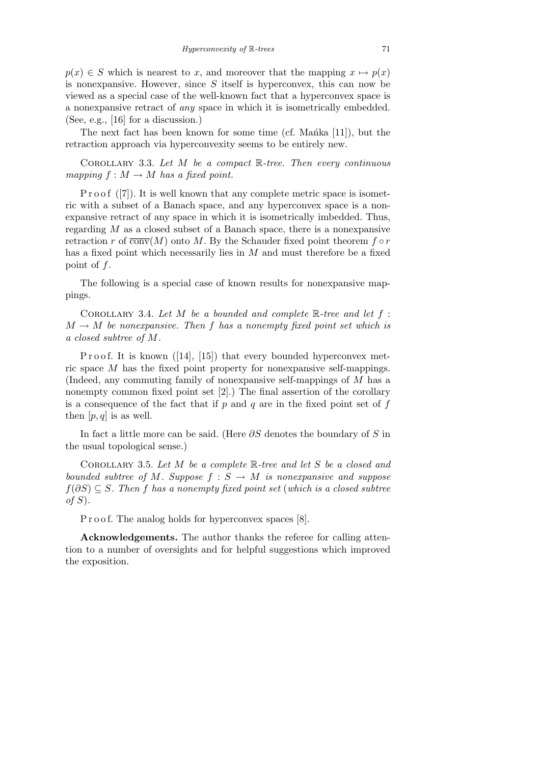$p(x) \in S$ which is nearest to $x$, and moreover that the mapping $x \mapsto p(x)$ is nonexpansive. However, since $S$ itself is hyperconvex, this can now be viewed as a special case of the well-known fact that a hyperconvex space is a nonexpansive retract of *any* space in which it is isometrically embedded. (See, e.g., [16] for a discussion.)

The next fact has been known for some time (cf. Mańka [11]), but the retraction approach via hyperconvexity seems to be entirely new.

COROLLARY 3.3. *Let $M$ be a compact $\mathbb{R}$-tree. Then every continuous mapping $f : M \to M$ has a fixed point.*

Proof ([7]). It is well known that any complete metric space is isometric with a subset of a Banach space, and any hyperconvex space is a nonexpansive retract of any space in which it is isometrically imbedded. Thus, regarding $M$ as a closed subset of a Banach space, there is a nonexpansive retraction $r$ of $\overline{\mathrm{conv}}(M)$ onto $M$. By the Schauder fixed point theorem $f \circ r$ has a fixed point which necessarily lies in $M$ and must therefore be a fixed point of $f$.

The following is a special case of known results for nonexpansive mappings.

COROLLARY 3.4. *Let $M$ be a bounded and complete $\mathbb{R}$-tree and let $f : M \to M$ be nonexpansive. Then $f$ has a nonempty fixed point set which is a closed subtree of $M$.*

Proof. It is known ([14], [15]) that every bounded hyperconvex metric space $M$ has the fixed point property for nonexpansive self-mappings. (Indeed, any commuting family of nonexpansive self-mappings of $M$ has a nonempty common fixed point set [2].) The final assertion of the corollary is a consequence of the fact that if $p$ and $q$ are in the fixed point set of $f$ then $[p, q]$ is as well.

In fact a little more can be said. (Here $\partial S$ denotes the boundary of $S$ in the usual topological sense.)

COROLLARY 3.5. *Let $M$ be a complete $\mathbb{R}$-tree and let $S$ be a closed and bounded subtree of $M$. Suppose $f : S \to M$ is nonexpansive and suppose $f(\partial S) \subseteq S$. Then $f$ has a nonempty fixed point set* (*which is a closed subtree of $S$*).

Proof. The analog holds for hyperconvex spaces [8].

**Acknowledgements.** The author thanks the referee for calling attention to a number of oversights and for helpful suggestions which improved the exposition.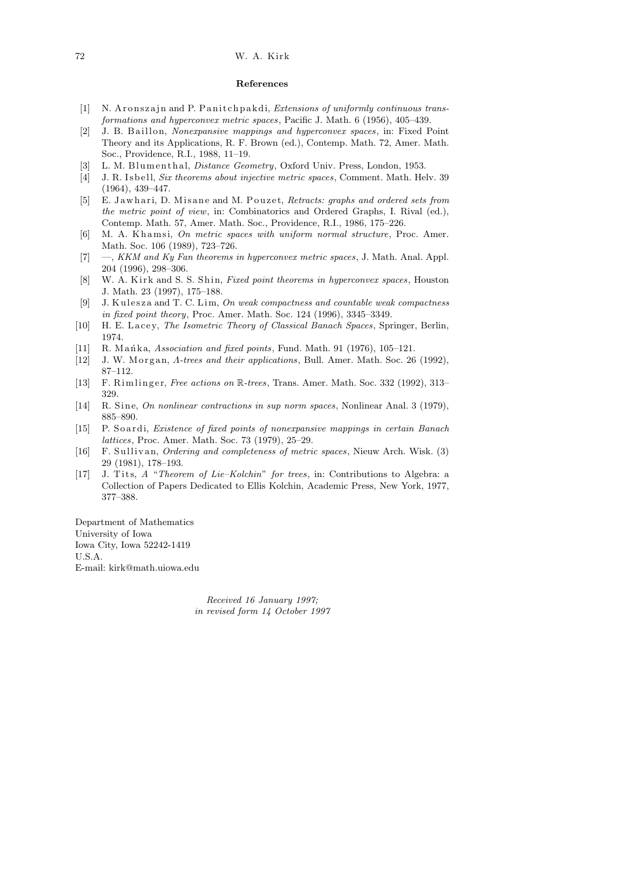## References

[1] N. Aronszajn and P. Panitchpakdi, *Extensions of uniformly continuous transformations and hyperconvex metric spaces*, Pacific J. Math. 6 (1956), 405–439.

[2] J. B. Baillon, *Nonexpansive mappings and hyperconvex spaces*, in: Fixed Point Theory and its Applications, R. F. Brown (ed.), Contemp. Math. 72, Amer. Math. Soc., Providence, R.I., 1988, 11–19.

[3] L. M. Blumenthal, *Distance Geometry*, Oxford Univ. Press, London, 1953.

[4] J. R. Isbell, *Six theorems about injective metric spaces*, Comment. Math. Helv. 39 (1964), 439–447.

[5] E. Jawhari, D. Misane and M. Pouzet, *Retracts: graphs and ordered sets from the metric point of view*, in: Combinatorics and Ordered Graphs, I. Rival (ed.), Contemp. Math. 57, Amer. Math. Soc., Providence, R.I., 1986, 175–226.

[6] M. A. Khamsi, *On metric spaces with uniform normal structure*, Proc. Amer. Math. Soc. 106 (1989), 723–726.

[7] —, *KKM and Ky Fan theorems in hyperconvex metric spaces*, J. Math. Anal. Appl. 204 (1996), 298–306.

[8] W. A. Kirk and S. S. Shin, *Fixed point theorems in hyperconvex spaces*, Houston J. Math. 23 (1997), 175–188.

[9] J. Kulesza and T. C. Lim, *On weak compactness and countable weak compactness in fixed point theory*, Proc. Amer. Math. Soc. 124 (1996), 3345–3349.

[10] H. E. Lacey, *The Isometric Theory of Classical Banach Spaces*, Springer, Berlin, 1974.

[11] R. Mańka, *Association and fixed points*, Fund. Math. 91 (1976), 105–121.

[12] J. W. Morgan, *$\Lambda$-trees and their applications*, Bull. Amer. Math. Soc. 26 (1992), 87–112.

[13] F. Rimlinger, *Free actions on $\mathbb{R}$-trees*, Trans. Amer. Math. Soc. 332 (1992), 313–329.

[14] R. Sine, *On nonlinear contractions in sup norm spaces*, Nonlinear Anal. 3 (1979), 885–890.

[15] P. Soardi, *Existence of fixed points of nonexpansive mappings in certain Banach lattices*, Proc. Amer. Math. Soc. 73 (1979), 25–29.

[16] F. Sullivan, *Ordering and completeness of metric spaces*, Nieuw Arch. Wisk. (3) 29 (1981), 178–193.

[17] J. Tits, *A "Theorem of Lie–Kolchin" for trees*, in: Contributions to Algebra: a Collection of Papers Dedicated to Ellis Kolchin, Academic Press, New York, 1977, 377–388.

Department of Mathematics
University of Iowa
Iowa City, Iowa 52242-1419
U.S.A.
E-mail: kirk@math.uiowa.edu

*Received 16 January 1997;*
*in revised form 14 October 1997*